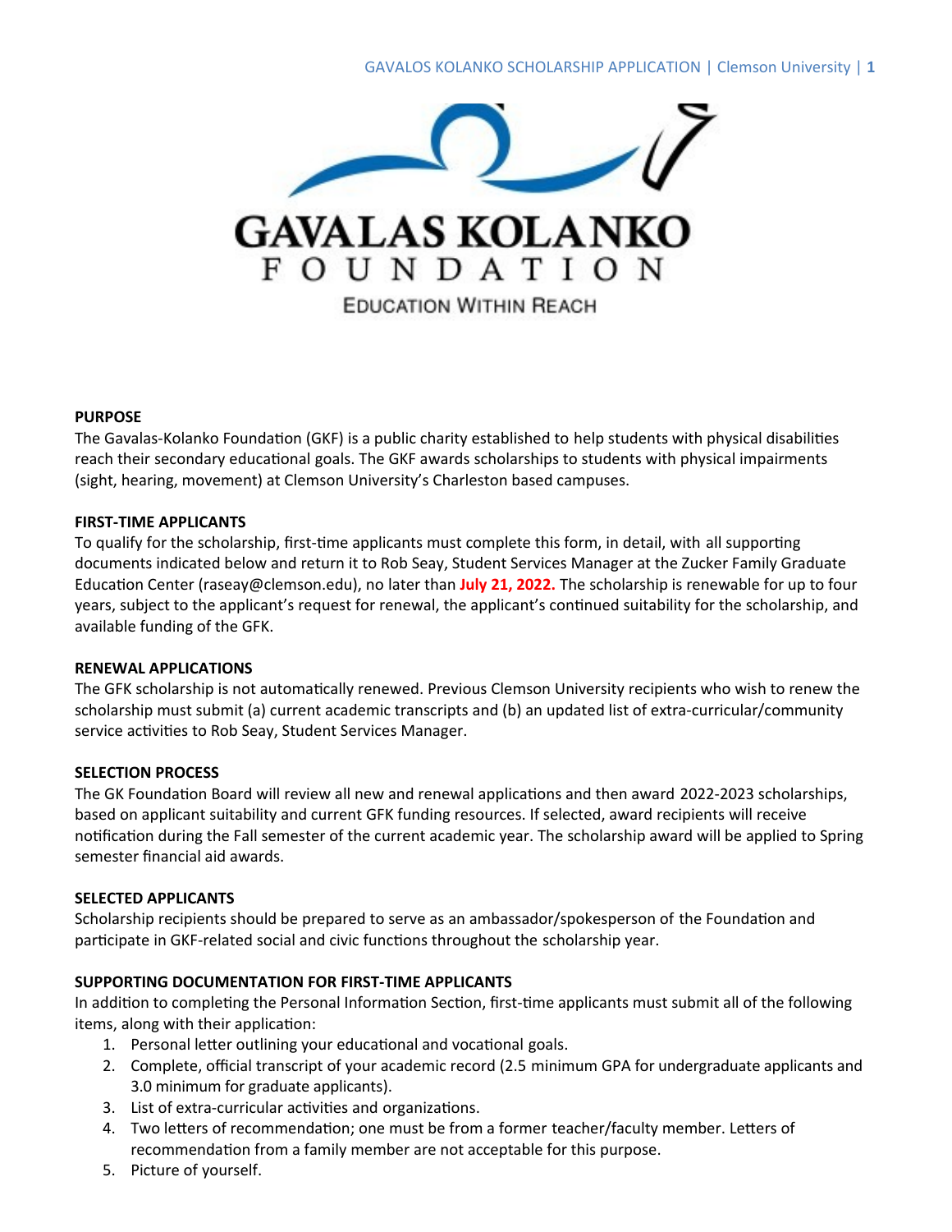# GAVALAS KOLANKO FOUNDATION

EDUCATION WITHIN REACH

**PURPOSE**

The Gavalas-Kolanko Foundation (GKF) is a public charity established to help students with physical disabilities reach their secondary educational goals. The GKF awards scholarships to students with physical impairments (sight, hearing, movement) at Clemson University's Charleston based campuses.

**FIRST-TIME APPLICANTS**

To qualify for the scholarship, first-time applicants must complete this form, in detail, with all supporting documents indicated below and return it to Rob Seay, Student Services Manager at the Zucker Family Graduate Education Center (raseay@clemson.edu), no later than **July 21, 2022.** The scholarship is renewable for up to four years, subject to the applicant's request for renewal, the applicant's continued suitability for the scholarship, and available funding of the GFK.

**RENEWAL APPLICATIONS**

The GFK scholarship is not automatically renewed. Previous Clemson University recipients who wish to renew the scholarship must submit (a) current academic transcripts and (b) an updated list of extra-curricular/community service activities to Rob Seay, Student Services Manager.

**SELECTION PROCESS**

The GK Foundation Board will review all new and renewal applications and then award 2022-2023 scholarships, based on applicant suitability and current GFK funding resources. If selected, award recipients will receive notification during the Fall semester of the current academic year. The scholarship award will be applied to Spring semester financial aid awards.

**SELECTED APPLICANTS**

Scholarship recipients should be prepared to serve as an ambassador/spokesperson of the Foundation and participate in GKF-related social and civic functions throughout the scholarship year.

**SUPPORTING DOCUMENTATION FOR FIRST-TIME APPLICANTS**

In addition to completing the Personal Information Section, first-time applicants must submit all of the following items, along with their application:

1. Personal letter outlining your educational and vocational goals.
2. Complete, official transcript of your academic record (2.5 minimum GPA for undergraduate applicants and 3.0 minimum for graduate applicants).
3. List of extra-curricular activities and organizations.
4. Two letters of recommendation; one must be from a former teacher/faculty member. Letters of recommendation from a family member are not acceptable for this purpose.
5. Picture of yourself.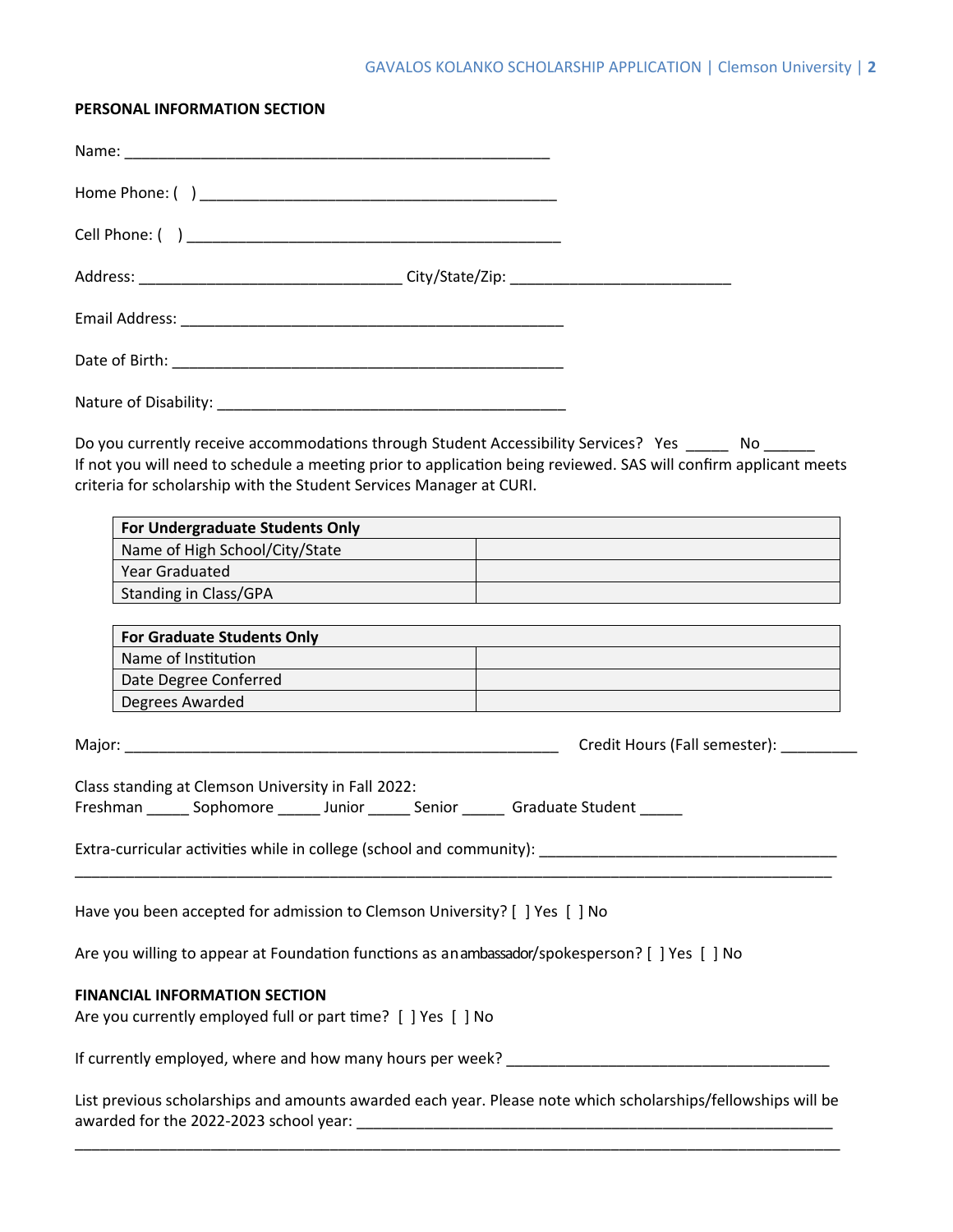**PERSONAL INFORMATION SECTION**

Name: ____________________________________________________

Home Phone: (   ) ____________________________________________

Cell Phone: (   ) ______________________________________________

Address: ________________________________ City/State/Zip: ___________________________

Email Address: _______________________________________________

Date of Birth: ________________________________________________

Nature of Disability: ___________________________________________

Do you currently receive accommodations through Student Accessibility Services? Yes _____ No ______
If not you will need to schedule a meeting prior to application being reviewed. SAS will confirm applicant meets criteria for scholarship with the Student Services Manager at CURI.

| For Undergraduate Students Only | |
|---|---|
| Name of High School/City/State | |
| Year Graduated | |
| Standing in Class/GPA | |

| For Graduate Students Only | |
|---|---|
| Name of Institution | |
| Date Degree Conferred | |
| Degrees Awarded | |

Major: ______________________________________________________ Credit Hours (Fall semester): _________

Class standing at Clemson University in Fall 2022:
Freshman _____ Sophomore _____ Junior _____ Senior _____ Graduate Student _____

Extra-curricular activities while in college (school and community): ____________________________________
______________________________________________________________________________________________

Have you been accepted for admission to Clemson University? [ ] Yes [ ] No

Are you willing to appear at Foundation functions as an ambassador/spokesperson? [ ] Yes [ ] No

**FINANCIAL INFORMATION SECTION**
Are you currently employed full or part time? [ ] Yes [ ] No

If currently employed, where and how many hours per week? ________________________________________

List previous scholarships and amounts awarded each year. Please note which scholarships/fellowships will be awarded for the 2022-2023 school year: ___________________________________________________________
______________________________________________________________________________________________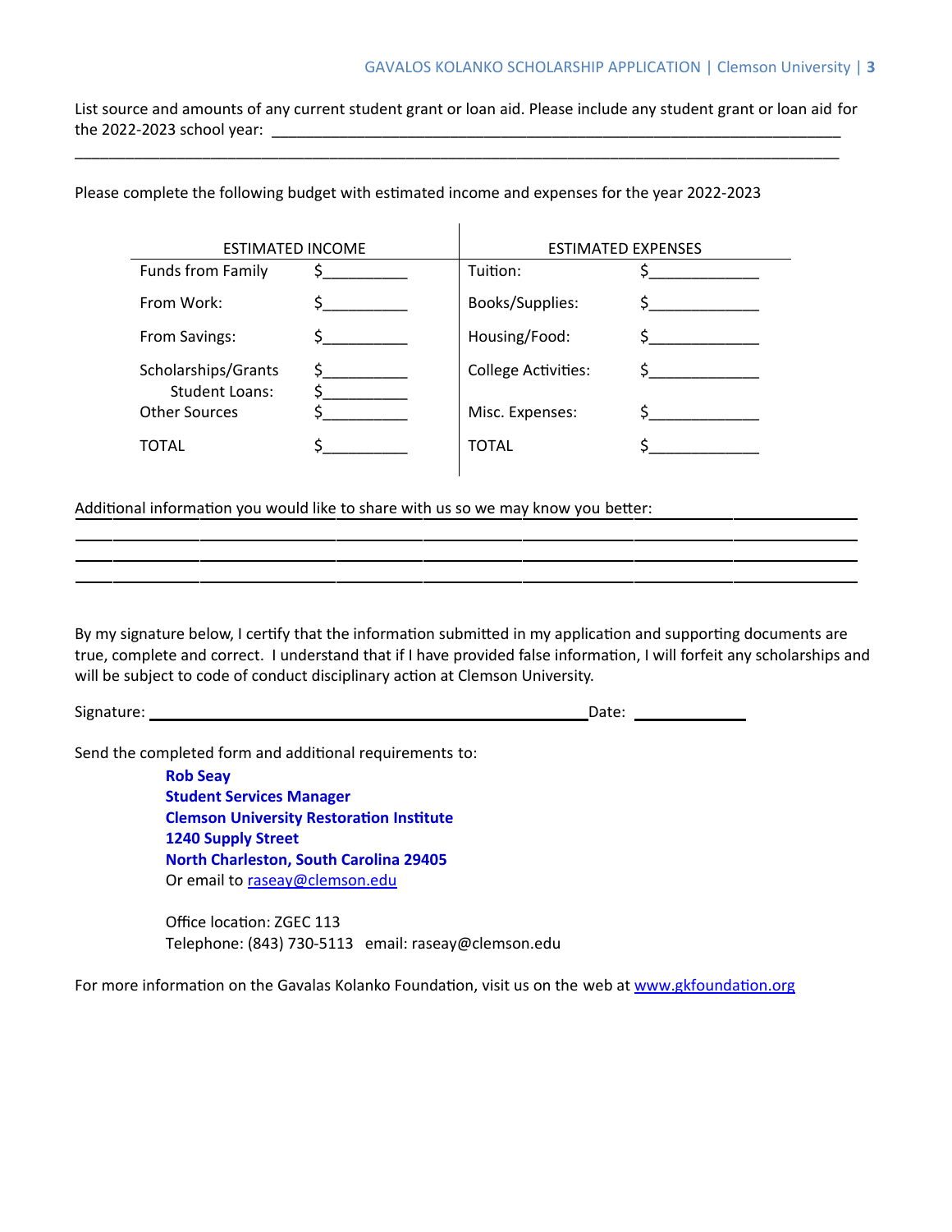List source and amounts of any current student grant or loan aid. Please include any student grant or loan aid for the 2022-2023 school year: ______________________________________________________________________

_____________________________________________________________________________________________

Please complete the following budget with estimated income and expenses for the year 2022-2023

| ESTIMATED INCOME | | ESTIMATED EXPENSES | |
|---|---|---|---|
| Funds from Family | $__________ | Tuition: | $_____________ |
| From Work: | $__________ | Books/Supplies: | $_____________ |
| From Savings: | $__________ | Housing/Food: | $_____________ |
| Scholarships/Grants | $__________ | College Activities: | $_____________ |
| Student Loans: | $__________ | | |
| Other Sources | $__________ | Misc. Expenses: | $_____________ |
| TOTAL | $__________ | TOTAL | $_____________ |

Additional information you would like to share with us so we may know you better: ____________________

_____________________________________________________________________________________________

_____________________________________________________________________________________________

_____________________________________________________________________________________________

By my signature below, I certify that the information submitted in my application and supporting documents are true, complete and correct. I understand that if I have provided false information, I will forfeit any scholarships and will be subject to code of conduct disciplinary action at Clemson University.

Signature: ______________________________________________ Date: _____________

Send the completed form and additional requirements to:

**Rob Seay**
**Student Services Manager**
**Clemson University Restoration Institute**
**1240 Supply Street**
**North Charleston, South Carolina 29405**
Or email to raseay@clemson.edu

Office location: ZGEC 113
Telephone: (843) 730-5113 email: raseay@clemson.edu

For more information on the Gavalas Kolanko Foundation, visit us on the web at www.gkfoundation.org